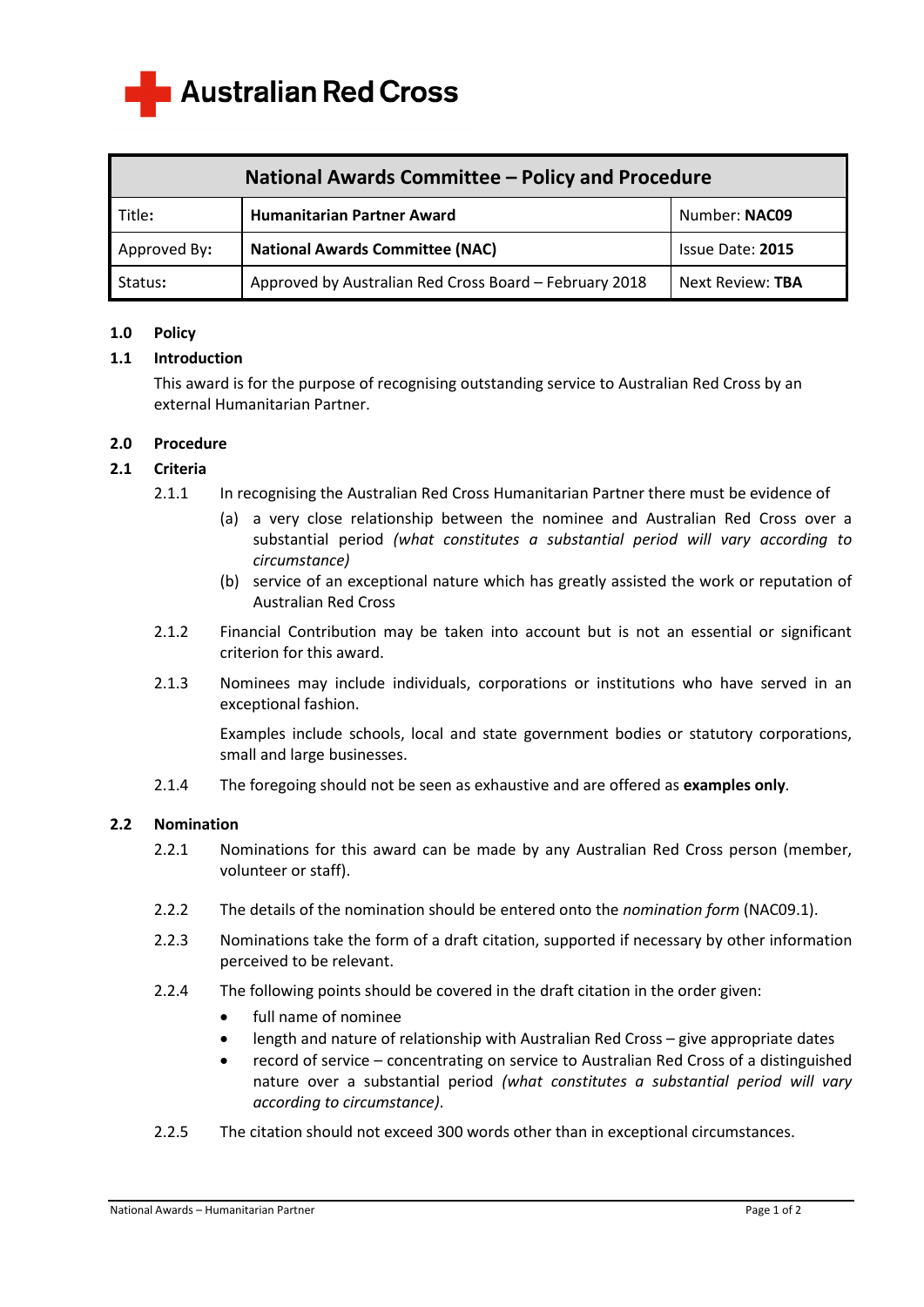Australian Red Cross

| National Awards Committee – Policy and Procedure | | |
|---|---|---|
| Title: | **Humanitarian Partner Award** | Number: **NAC09** |
| Approved By: | **National Awards Committee (NAC)** | Issue Date: **2015** |
| Status: | Approved by Australian Red Cross Board – February 2018 | Next Review: **TBA** |

## 1.0 Policy

### 1.1 Introduction

This award is for the purpose of recognising outstanding service to Australian Red Cross by an external Humanitarian Partner.

## 2.0 Procedure

### 2.1 Criteria

2.1.1 In recognising the Australian Red Cross Humanitarian Partner there must be evidence of

- (a) a very close relationship between the nominee and Australian Red Cross over a substantial period *(what constitutes a substantial period will vary according to circumstance)*
- (b) service of an exceptional nature which has greatly assisted the work or reputation of Australian Red Cross

2.1.2 Financial Contribution may be taken into account but is not an essential or significant criterion for this award.

2.1.3 Nominees may include individuals, corporations or institutions who have served in an exceptional fashion.

Examples include schools, local and state government bodies or statutory corporations, small and large businesses.

2.1.4 The foregoing should not be seen as exhaustive and are offered as **examples only**.

### 2.2 Nomination

2.2.1 Nominations for this award can be made by any Australian Red Cross person (member, volunteer or staff).

2.2.2 The details of the nomination should be entered onto the *nomination form* (NAC09.1).

2.2.3 Nominations take the form of a draft citation, supported if necessary by other information perceived to be relevant.

2.2.4 The following points should be covered in the draft citation in the order given:

- full name of nominee
- length and nature of relationship with Australian Red Cross – give appropriate dates
- record of service – concentrating on service to Australian Red Cross of a distinguished nature over a substantial period *(what constitutes a substantial period will vary according to circumstance)*.

2.2.5 The citation should not exceed 300 words other than in exceptional circumstances.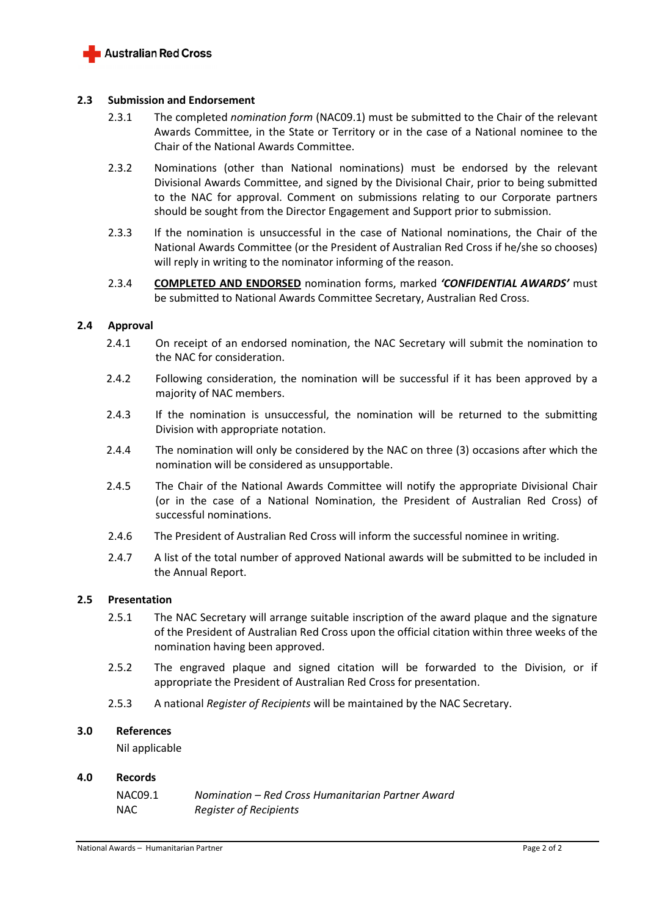### 2.3 Submission and Endorsement

2.3.1 The completed *nomination form* (NAC09.1) must be submitted to the Chair of the relevant Awards Committee, in the State or Territory or in the case of a National nominee to the Chair of the National Awards Committee.

2.3.2 Nominations (other than National nominations) must be endorsed by the relevant Divisional Awards Committee, and signed by the Divisional Chair, prior to being submitted to the NAC for approval. Comment on submissions relating to our Corporate partners should be sought from the Director Engagement and Support prior to submission.

2.3.3 If the nomination is unsuccessful in the case of National nominations, the Chair of the National Awards Committee (or the President of Australian Red Cross if he/she so chooses) will reply in writing to the nominator informing of the reason.

2.3.4 <u>**COMPLETED AND ENDORSED**</u> nomination forms, marked ***'CONFIDENTIAL AWARDS'*** must be submitted to National Awards Committee Secretary, Australian Red Cross.

### 2.4 Approval

2.4.1 On receipt of an endorsed nomination, the NAC Secretary will submit the nomination to the NAC for consideration.

2.4.2 Following consideration, the nomination will be successful if it has been approved by a majority of NAC members.

2.4.3 If the nomination is unsuccessful, the nomination will be returned to the submitting Division with appropriate notation.

2.4.4 The nomination will only be considered by the NAC on three (3) occasions after which the nomination will be considered as unsupportable.

2.4.5 The Chair of the National Awards Committee will notify the appropriate Divisional Chair (or in the case of a National Nomination, the President of Australian Red Cross) of successful nominations.

2.4.6 The President of Australian Red Cross will inform the successful nominee in writing.

2.4.7 A list of the total number of approved National awards will be submitted to be included in the Annual Report.

### 2.5 Presentation

2.5.1 The NAC Secretary will arrange suitable inscription of the award plaque and the signature of the President of Australian Red Cross upon the official citation within three weeks of the nomination having been approved.

2.5.2 The engraved plaque and signed citation will be forwarded to the Division, or if appropriate the President of Australian Red Cross for presentation.

2.5.3 A national *Register of Recipients* will be maintained by the NAC Secretary.

## 3.0 References

Nil applicable

## 4.0 Records

| | |
|---|---|
| NAC09.1 | *Nomination – Red Cross Humanitarian Partner Award* |
| NAC | *Register of Recipients* |